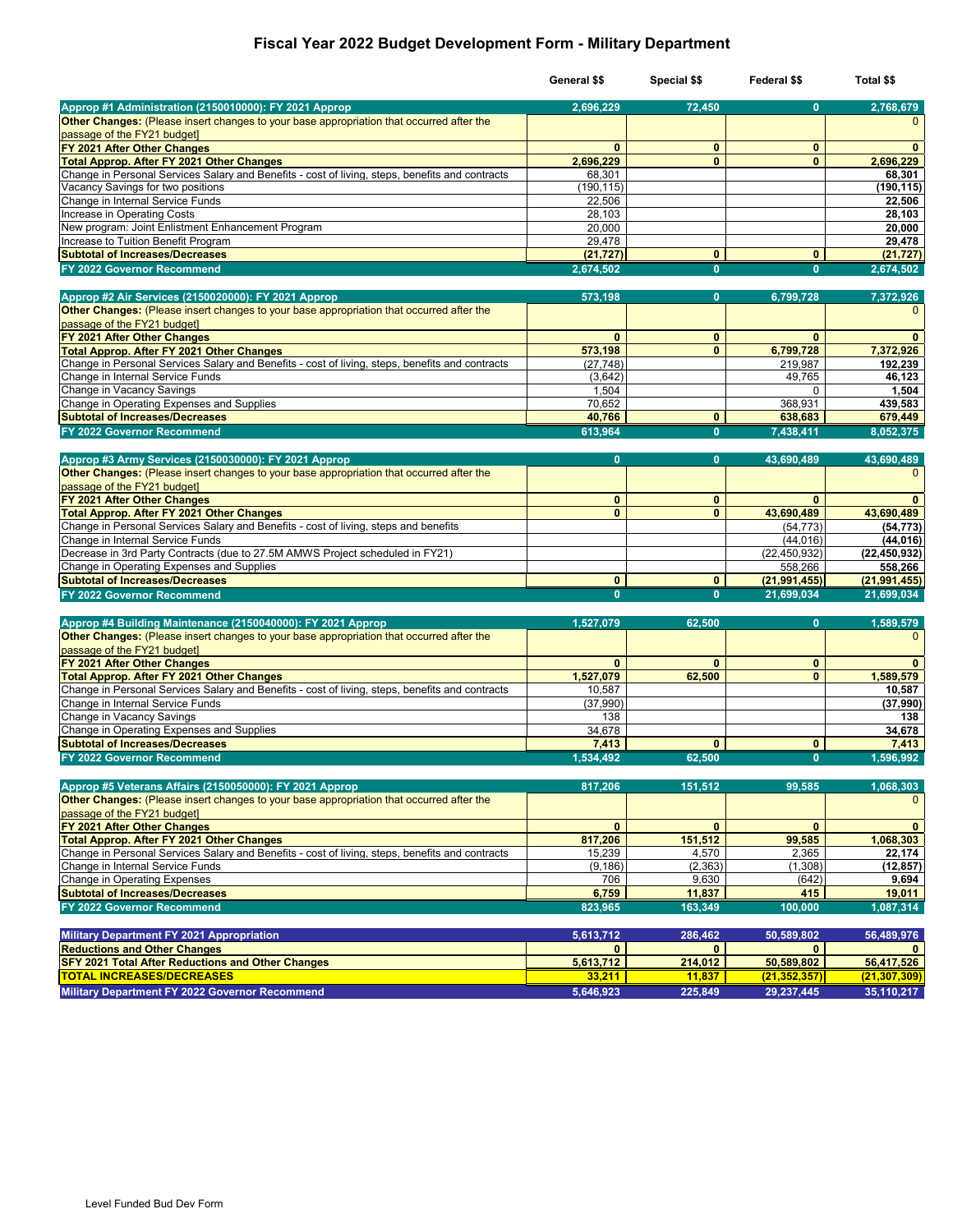# Fiscal Year 2022 Budget Development Form - Military Department

| | General $$ | Special $$ | Federal $$ | Total $$ |
|---|---|---|---|---|
| **Approp #1 Administration (2150010000): FY 2021 Approp** | **2,696,229** | **72,450** | **0** | **2,768,679** |
| **Other Changes:** (Please insert changes to your base appropriation that occurred after the passage of the FY21 budget] | | | | 0 |
| **FY 2021 After Other Changes** | **0** | **0** | **0** | **0** |
| **Total Approp. After FY 2021 Other Changes** | **2,696,229** | **0** | **0** | **2,696,229** |
| Change in Personal Services Salary and Benefits - cost of living, steps, benefits and contracts | 68,301 | | | **68,301** |
| Vacancy Savings for two positions | (190,115) | | | **(190,115)** |
| Change in Internal Service Funds | 22,506 | | | **22,506** |
| Increase in Operating Costs | 28,103 | | | **28,103** |
| New program: Joint Enlistment Enhancement Program | 20,000 | | | **20,000** |
| Increase to Tuition Benefit Program | 29,478 | | | **29,478** |
| **Subtotal of Increases/Decreases** | **(21,727)** | **0** | **0** | **(21,727)** |
| **FY 2022 Governor Recommend** | **2,674,502** | **0** | **0** | **2,674,502** |
| | | | | |
| **Approp #2 Air Services (2150020000): FY 2021 Approp** | **573,198** | **0** | **6,799,728** | **7,372,926** |
| **Other Changes:** (Please insert changes to your base appropriation that occurred after the passage of the FY21 budget] | | | | 0 |
| **FY 2021 After Other Changes** | **0** | **0** | **0** | **0** |
| **Total Approp. After FY 2021 Other Changes** | **573,198** | **0** | **6,799,728** | **7,372,926** |
| Change in Personal Services Salary and Benefits - cost of living, steps, benefits and contracts | (27,748) | | 219,987 | **192,239** |
| Change in Internal Service Funds | (3,642) | | 49,765 | **46,123** |
| Change in Vacancy Savings | 1,504 | | 0 | **1,504** |
| Change in Operating Expenses and Supplies | 70,652 | | 368,931 | **439,583** |
| **Subtotal of Increases/Decreases** | **40,766** | **0** | **638,683** | **679,449** |
| **FY 2022 Governor Recommend** | **613,964** | **0** | **7,438,411** | **8,052,375** |
| | | | | |
| **Approp #3 Army Services (2150030000): FY 2021 Approp** | **0** | **0** | **43,690,489** | **43,690,489** |
| **Other Changes:** (Please insert changes to your base appropriation that occurred after the passage of the FY21 budget] | | | | 0 |
| **FY 2021 After Other Changes** | **0** | **0** | **0** | **0** |
| **Total Approp. After FY 2021 Other Changes** | **0** | **0** | **43,690,489** | **43,690,489** |
| Change in Personal Services Salary and Benefits - cost of living, steps and benefits | | | (54,773) | **(54,773)** |
| Change in Internal Service Funds | | | (44,016) | **(44,016)** |
| Decrease in 3rd Party Contracts (due to 27.5M AMWS Project scheduled in FY21) | | | (22,450,932) | **(22,450,932)** |
| Change in Operating Expenses and Supplies | | | 558,266 | **558,266** |
| **Subtotal of Increases/Decreases** | **0** | **0** | **(21,991,455)** | **(21,991,455)** |
| **FY 2022 Governor Recommend** | **0** | **0** | **21,699,034** | **21,699,034** |
| | | | | |
| **Approp #4 Building Maintenance (2150040000): FY 2021 Approp** | **1,527,079** | **62,500** | **0** | **1,589,579** |
| **Other Changes:** (Please insert changes to your base appropriation that occurred after the passage of the FY21 budget] | | | | 0 |
| **FY 2021 After Other Changes** | **0** | **0** | **0** | **0** |
| **Total Approp. After FY 2021 Other Changes** | **1,527,079** | **62,500** | **0** | **1,589,579** |
| Change in Personal Services Salary and Benefits - cost of living, steps, benefits and contracts | 10,587 | | | **10,587** |
| Change in Internal Service Funds | (37,990) | | | **(37,990)** |
| Change in Vacancy Savings | 138 | | | **138** |
| Change in Operating Expenses and Supplies | 34,678 | | | **34,678** |
| **Subtotal of Increases/Decreases** | **7,413** | **0** | **0** | **7,413** |
| **FY 2022 Governor Recommend** | **1,534,492** | **62,500** | **0** | **1,596,992** |
| | | | | |
| **Approp #5 Veterans Affairs (2150050000): FY 2021 Approp** | **817,206** | **151,512** | **99,585** | **1,068,303** |
| **Other Changes:** (Please insert changes to your base appropriation that occurred after the passage of the FY21 budget] | | | | 0 |
| **FY 2021 After Other Changes** | **0** | **0** | **0** | **0** |
| **Total Approp. After FY 2021 Other Changes** | **817,206** | **151,512** | **99,585** | **1,068,303** |
| Change in Personal Services Salary and Benefits - cost of living, steps, benefits and contracts | 15,239 | 4,570 | 2,365 | **22,174** |
| Change in Internal Service Funds | (9,186) | (2,363) | (1,308) | **(12,857)** |
| Change in Operating Expenses | 706 | 9,630 | (642) | **9,694** |
| **Subtotal of Increases/Decreases** | **6,759** | **11,837** | **415** | **19,011** |
| **FY 2022 Governor Recommend** | **823,965** | **163,349** | **100,000** | **1,087,314** |
| | | | | |
| **Military Department FY 2021 Appropriation** | **5,613,712** | **286,462** | **50,589,802** | **56,489,976** |
| **Reductions and Other Changes** | **0** | **0** | **0** | **0** |
| **SFY 2021 Total After Reductions and Other Changes** | **5,613,712** | **214,012** | **50,589,802** | **56,417,526** |
| **TOTAL INCREASES/DECREASES** | **33,211** | **11,837** | **(21,352,357)** | **(21,307,309)** |
| **Military Department FY 2022 Governor Recommend** | **5,646,923** | **225,849** | **29,237,445** | **35,110,217** |

Level Funded Bud Dev Form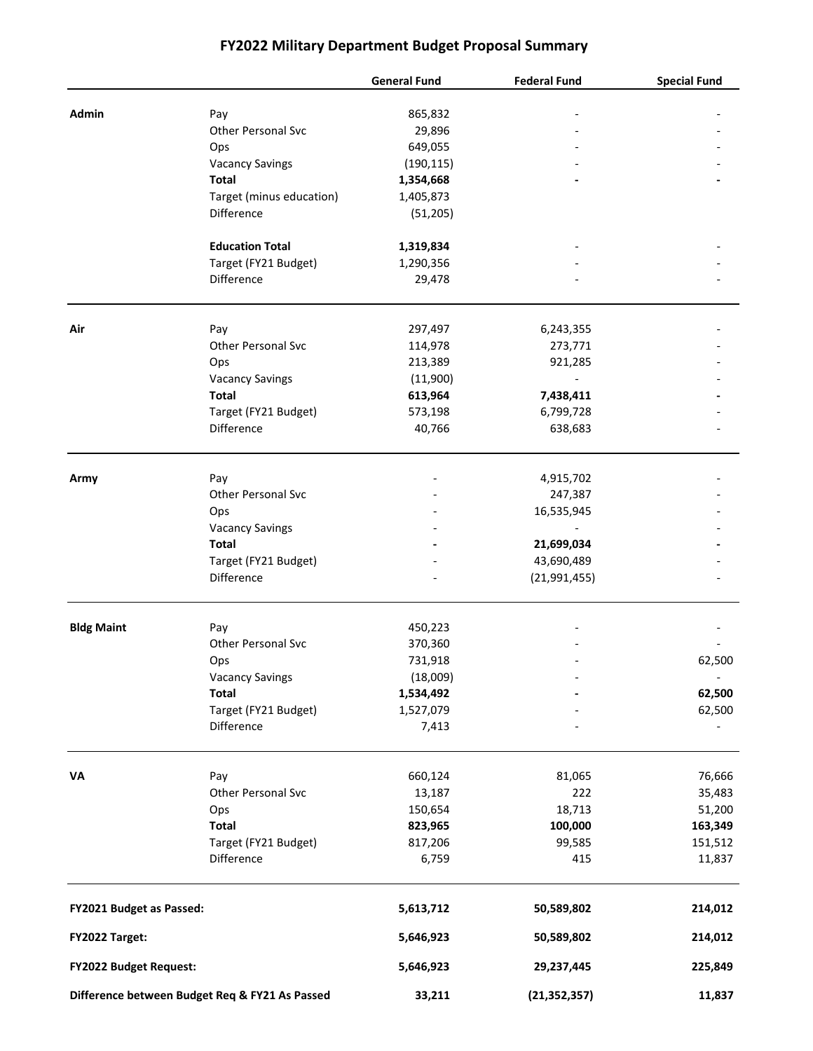# FY2022 Military Department Budget Proposal Summary

| | | General Fund | Federal Fund | Special Fund |
|---|---|---|---|---|
| **Admin** | Pay | 865,832 | - | - |
| | Other Personal Svc | 29,896 | - | - |
| | Ops | 649,055 | - | - |
| | Vacancy Savings | (190,115) | - | - |
| | **Total** | **1,354,668** | **-** | **-** |
| | Target (minus education) | 1,405,873 | | |
| | Difference | (51,205) | | |
| | **Education Total** | **1,319,834** | - | - |
| | Target (FY21 Budget) | 1,290,356 | - | - |
| | Difference | 29,478 | - | - |
| **Air** | Pay | 297,497 | 6,243,355 | - |
| | Other Personal Svc | 114,978 | 273,771 | - |
| | Ops | 213,389 | 921,285 | - |
| | Vacancy Savings | (11,900) | - | - |
| | **Total** | **613,964** | **7,438,411** | **-** |
| | Target (FY21 Budget) | 573,198 | 6,799,728 | - |
| | Difference | 40,766 | 638,683 | - |
| **Army** | Pay | - | 4,915,702 | - |
| | Other Personal Svc | - | 247,387 | - |
| | Ops | - | 16,535,945 | - |
| | Vacancy Savings | - | - | - |
| | **Total** | **-** | **21,699,034** | **-** |
| | Target (FY21 Budget) | - | 43,690,489 | - |
| | Difference | - | (21,991,455) | - |
| **Bldg Maint** | Pay | 450,223 | - | - |
| | Other Personal Svc | 370,360 | - | - |
| | Ops | 731,918 | - | 62,500 |
| | Vacancy Savings | (18,009) | - | - |
| | **Total** | **1,534,492** | **-** | **62,500** |
| | Target (FY21 Budget) | 1,527,079 | - | 62,500 |
| | Difference | 7,413 | - | - |
| **VA** | Pay | 660,124 | 81,065 | 76,666 |
| | Other Personal Svc | 13,187 | 222 | 35,483 |
| | Ops | 150,654 | 18,713 | 51,200 |
| | **Total** | **823,965** | **100,000** | **163,349** |
| | Target (FY21 Budget) | 817,206 | 99,585 | 151,512 |
| | Difference | 6,759 | 415 | 11,837 |
| **FY2021 Budget as Passed:** | | **5,613,712** | **50,589,802** | **214,012** |
| **FY2022 Target:** | | **5,646,923** | **50,589,802** | **214,012** |
| **FY2022 Budget Request:** | | **5,646,923** | **29,237,445** | **225,849** |
| **Difference between Budget Req & FY21 As Passed** | | **33,211** | **(21,352,357)** | **11,837** |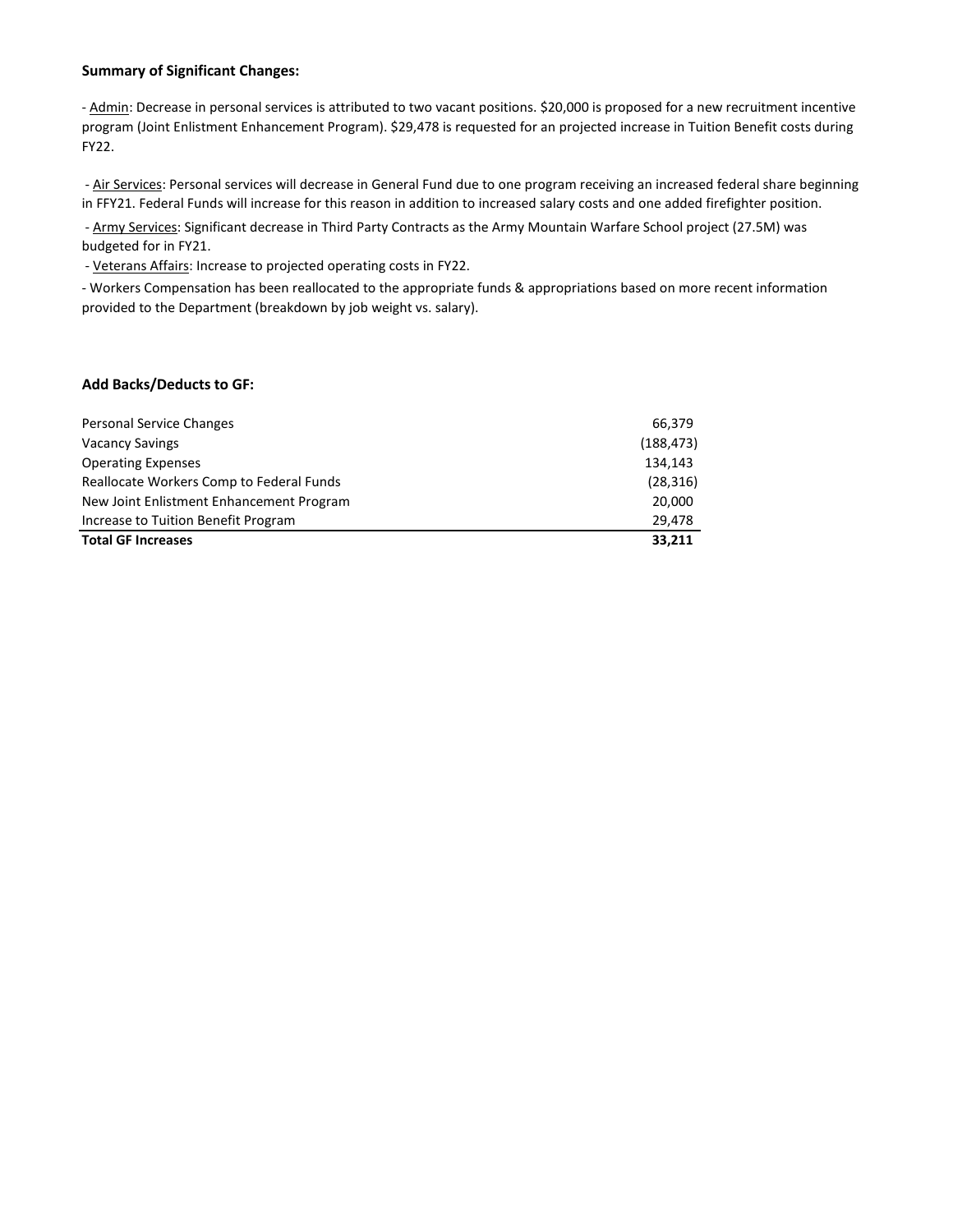**Summary of Significant Changes:**

- Admin: Decrease in personal services is attributed to two vacant positions. $20,000 is proposed for a new recruitment incentive program (Joint Enlistment Enhancement Program). $29,478 is requested for an projected increase in Tuition Benefit costs during FY22.

- Air Services: Personal services will decrease in General Fund due to one program receiving an increased federal share beginning in FFY21. Federal Funds will increase for this reason in addition to increased salary costs and one added firefighter position.

- Army Services: Significant decrease in Third Party Contracts as the Army Mountain Warfare School project (27.5M) was budgeted for in FY21.

- Veterans Affairs: Increase to projected operating costs in FY22.

- Workers Compensation has been reallocated to the appropriate funds & appropriations based on more recent information provided to the Department (breakdown by job weight vs. salary).

**Add Backs/Deducts to GF:**

| | |
|---|---|
| Personal Service Changes | 66,379 |
| Vacancy Savings | (188,473) |
| Operating Expenses | 134,143 |
| Reallocate Workers Comp to Federal Funds | (28,316) |
| New Joint Enlistment Enhancement Program | 20,000 |
| Increase to Tuition Benefit Program | 29,478 |
| **Total GF Increases** | **33,211** |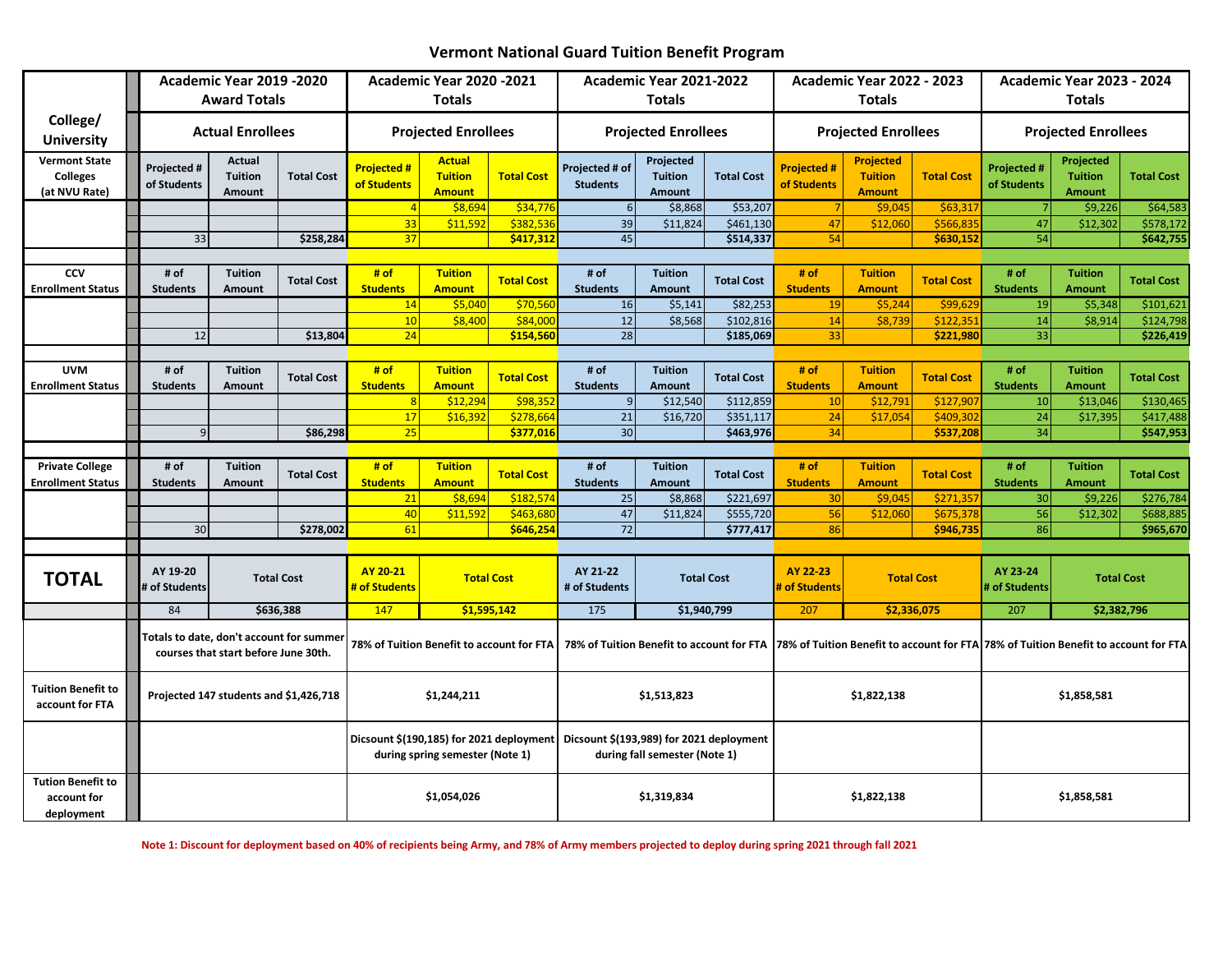# Vermont National Guard Tuition Benefit Program

| College/ University | Academic Year 2019 -2020 Award Totals | | | Academic Year 2020 -2021 Totals | | | Academic Year 2021-2022 Totals | | | Academic Year 2022 - 2023 Totals | | | Academic Year 2023 - 2024 Totals | | |
|---|---|---|---|---|---|---|---|---|---|---|---|---|---|---|---|
| | Actual Enrollees | | | Projected Enrollees | | | Projected Enrollees | | | Projected Enrollees | | | Projected Enrollees | | |
| Vermont State Colleges (at NVU Rate) | Projected # of Students | Actual Tuition Amount | Total Cost | Projected # of Students | Actual Tuition Amount | Total Cost | Projected # of Students | Projected Tuition Amount | Total Cost | Projected # of Students | Projected Tuition Amount | Total Cost | Projected # of Students | Projected Tuition Amount | Total Cost |
| | | | | 4 | $8,694 | $34,776 | 6 | $8,868 | $53,207 | 7 | $9,045 | $63,317 | 7 | $9,226 | $64,583 |
| | | | | 33 | $11,592 | $382,536 | 39 | $11,824 | $461,130 | 47 | $12,060 | $566,835 | 47 | $12,302 | $578,172 |
| | 33 | | $258,284 | 37 | | $417,312 | 45 | | $514,337 | 54 | | $630,152 | 54 | | $642,755 |
| CCV Enrollment Status | # of Students | Tuition Amount | Total Cost | # of Students | Tuition Amount | Total Cost | # of Students | Tuition Amount | Total Cost | # of Students | Tuition Amount | Total Cost | # of Students | Tuition Amount | Total Cost |
| | | | | 14 | $5,040 | $70,560 | 16 | $5,141 | $82,253 | 19 | $5,244 | $99,629 | 19 | $5,348 | $101,621 |
| | | | | 10 | $8,400 | $84,000 | 12 | $8,568 | $102,816 | 14 | $8,739 | $122,351 | 14 | $8,914 | $124,798 |
| | 12 | | $13,804 | 24 | | $154,560 | 28 | | $185,069 | 33 | | $221,980 | 33 | | $226,419 |
| UVM Enrollment Status | # of Students | Tuition Amount | Total Cost | # of Students | Tuition Amount | Total Cost | # of Students | Tuition Amount | Total Cost | # of Students | Tuition Amount | Total Cost | # of Students | Tuition Amount | Total Cost |
| | | | | 8 | $12,294 | $98,352 | 9 | $12,540 | $112,859 | 10 | $12,791 | $127,907 | 10 | $13,046 | $130,465 |
| | | | | 17 | $16,392 | $278,664 | 21 | $16,720 | $351,117 | 24 | $17,054 | $409,302 | 24 | $17,395 | $417,488 |
| | 9 | | $86,298 | 25 | | $377,016 | 30 | | $463,976 | 34 | | $537,208 | 34 | | $547,953 |
| Private College Enrollment Status | # of Students | Tuition Amount | Total Cost | # of Students | Tuition Amount | Total Cost | # of Students | Tuition Amount | Total Cost | # of Students | Tuition Amount | Total Cost | # of Students | Tuition Amount | Total Cost |
| | | | | 21 | $8,694 | $182,574 | 25 | $8,868 | $221,697 | 30 | $9,045 | $271,357 | 30 | $9,226 | $276,784 |
| | | | | 40 | $11,592 | $463,680 | 47 | $11,824 | $555,720 | 56 | $12,060 | $675,378 | 56 | $12,302 | $688,885 |
| | 30 | | $278,002 | 61 | | $646,254 | 72 | | $777,417 | 86 | | $946,735 | 86 | | $965,670 |
| **TOTAL** | AY 19-20 # of Students | Total Cost | | AY 20-21 # of Students | Total Cost | | AY 21-22 # of Students | Total Cost | | AY 22-23 # of Students | Total Cost | | AY 23-24 # of Students | Total Cost | |
| | 84 | $636,388 | | 147 | $1,595,142 | | 175 | $1,940,799 | | 207 | $2,336,075 | | 207 | $2,382,796 | |
| | Totals to date, don't account for summer courses that start before June 30th. | | | 78% of Tuition Benefit to account for FTA | | | 78% of Tuition Benefit to account for FTA | | | 78% of Tuition Benefit to account for FTA | | | 78% of Tuition Benefit to account for FTA | | |
| Tuition Benefit to account for FTA | Projected 147 students and $1,426,718 | | | $1,244,211 | | | $1,513,823 | | | $1,822,138 | | | $1,858,581 | | |
| | | | | Dicsount $(190,185) for 2021 deployment during spring semester (Note 1) | | | Dicsount $(193,989) for 2021 deployment during fall semester (Note 1) | | | | | | | | |
| Tution Benefit to account for deployment | | | | $1,054,026 | | | $1,319,834 | | | $1,822,138 | | | $1,858,581 | | |

**Note 1: Discount for deployment based on 40% of recipients being Army, and 78% of Army members projected to deploy during spring 2021 through fall 2021**